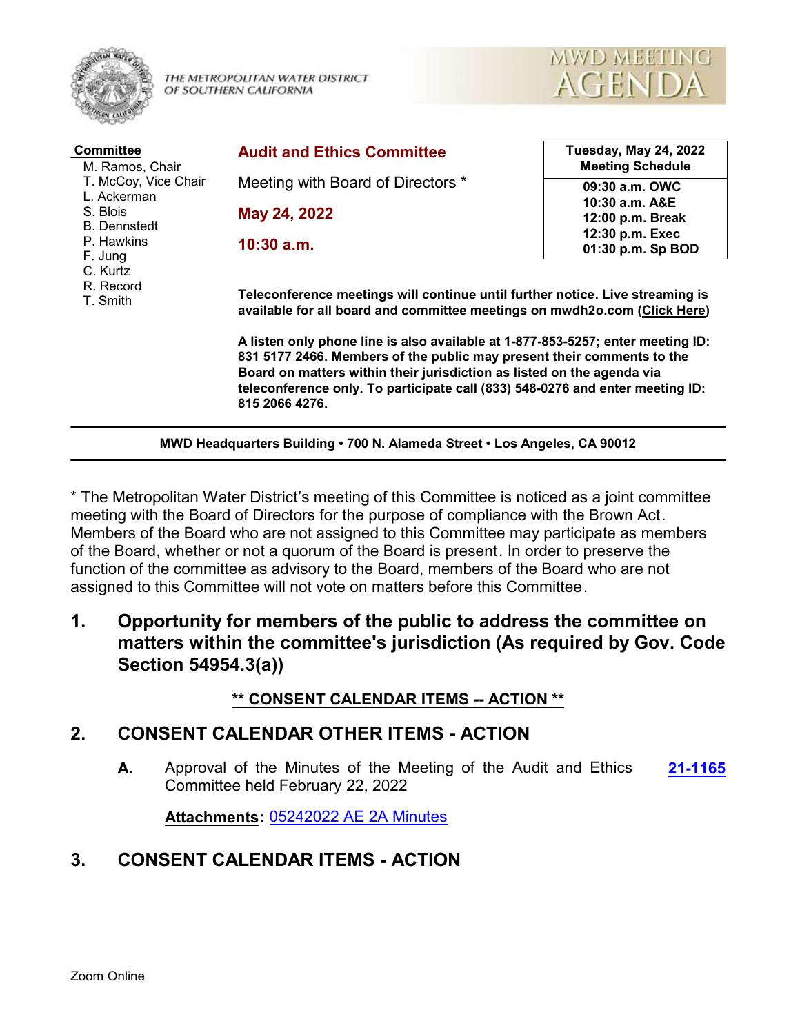THE METROPOLITAN WATER DISTRICT OF SOUTHERN CALIFORNIA

# MWD MEETING AGENDA

**Committee**

M. Ramos, Chair
T. McCoy, Vice Chair
L. Ackerman
S. Blois
B. Dennstedt
P. Hawkins
F. Jung
C. Kurtz
R. Record
T. Smith

## Audit and Ethics Committee

Meeting with Board of Directors *

**May 24, 2022**

**10:30 a.m.**

| Tuesday, May 24, 2022 Meeting Schedule |
|---|
| 09:30 a.m. OWC |
| 10:30 a.m. A&E |
| 12:00 p.m. Break |
| 12:30 p.m. Exec |
| 01:30 p.m. Sp BOD |

**Teleconference meetings will continue until further notice. Live streaming is available for all board and committee meetings on mwdh2o.com (Click Here)**

**A listen only phone line is also available at 1-877-853-5257; enter meeting ID: 831 5177 2466. Members of the public may present their comments to the Board on matters within their jurisdiction as listed on the agenda via teleconference only. To participate call (833) 548-0276 and enter meeting ID: 815 2066 4276.**

**MWD Headquarters Building • 700 N. Alameda Street • Los Angeles, CA 90012**

* The Metropolitan Water District's meeting of this Committee is noticed as a joint committee meeting with the Board of Directors for the purpose of compliance with the Brown Act. Members of the Board who are not assigned to this Committee may participate as members of the Board, whether or not a quorum of the Board is present. In order to preserve the function of the committee as advisory to the Board, members of the Board who are not assigned to this Committee will not vote on matters before this Committee.

## 1. Opportunity for members of the public to address the committee on matters within the committee's jurisdiction (As required by Gov. Code Section 54954.3(a))

**** CONSENT CALENDAR ITEMS -- ACTION ****

## 2. CONSENT CALENDAR OTHER ITEMS - ACTION

**A.** Approval of the Minutes of the Meeting of the Audit and Ethics Committee held February 22, 2022 — **21-1165**

**Attachments:** 05242022 AE 2A Minutes

## 3. CONSENT CALENDAR ITEMS - ACTION

Zoom Online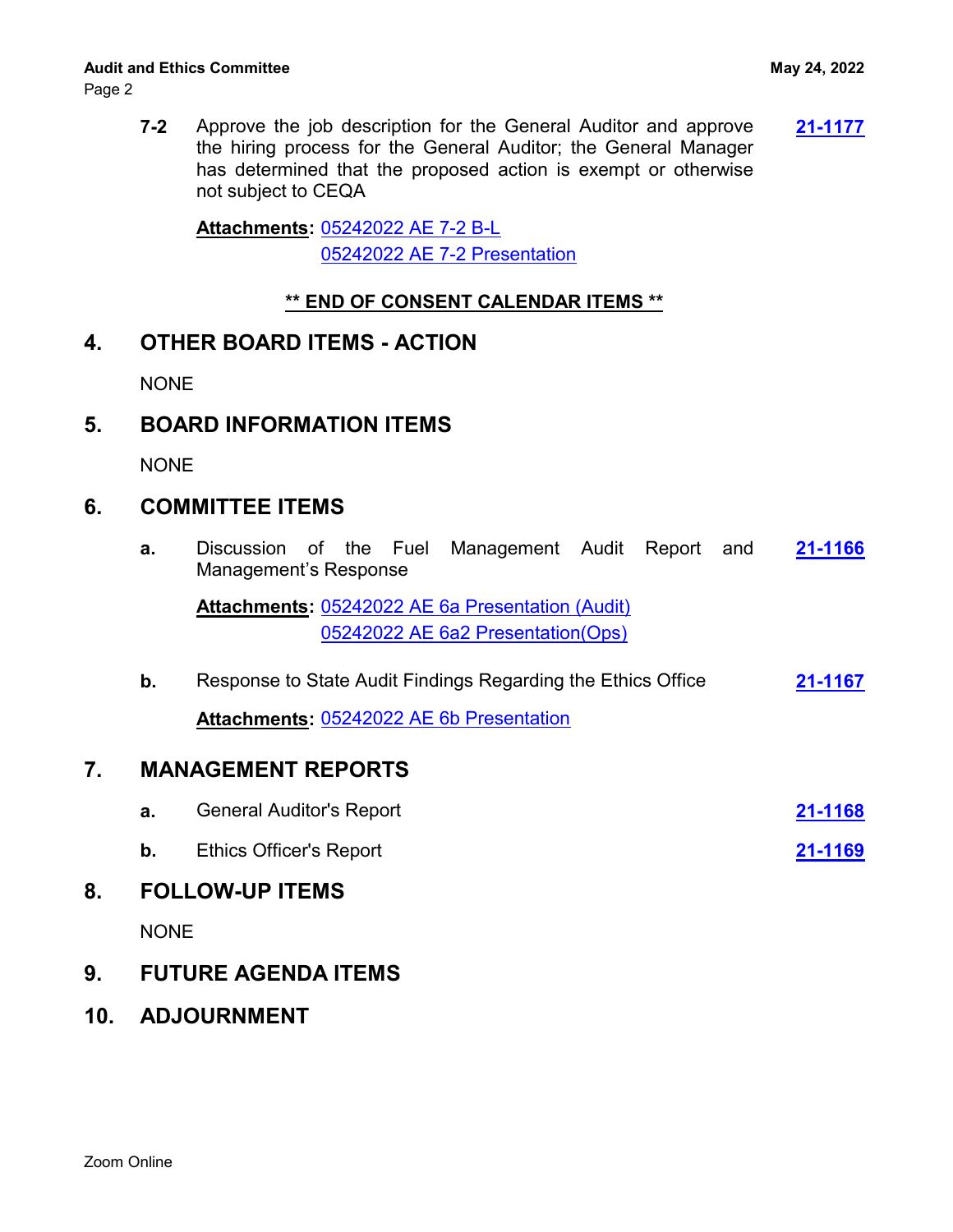**7-2** Approve the job description for the General Auditor and approve the hiring process for the General Auditor; the General Manager has determined that the proposed action is exempt or otherwise not subject to CEQA **21-1177**

**Attachments:** 05242022 AE 7-2 B-L
05242022 AE 7-2 Presentation

**\*\* END OF CONSENT CALENDAR ITEMS \*\***

## 4. OTHER BOARD ITEMS - ACTION

NONE

## 5. BOARD INFORMATION ITEMS

NONE

## 6. COMMITTEE ITEMS

**a.** Discussion of the Fuel Management Audit Report and Management's Response **21-1166**

**Attachments:** 05242022 AE 6a Presentation (Audit)
05242022 AE 6a2 Presentation(Ops)

**b.** Response to State Audit Findings Regarding the Ethics Office **21-1167**

**Attachments:** 05242022 AE 6b Presentation

## 7. MANAGEMENT REPORTS

**a.** General Auditor's Report **21-1168**

**b.** Ethics Officer's Report **21-1169**

## 8. FOLLOW-UP ITEMS

NONE

## 9. FUTURE AGENDA ITEMS

## 10. ADJOURNMENT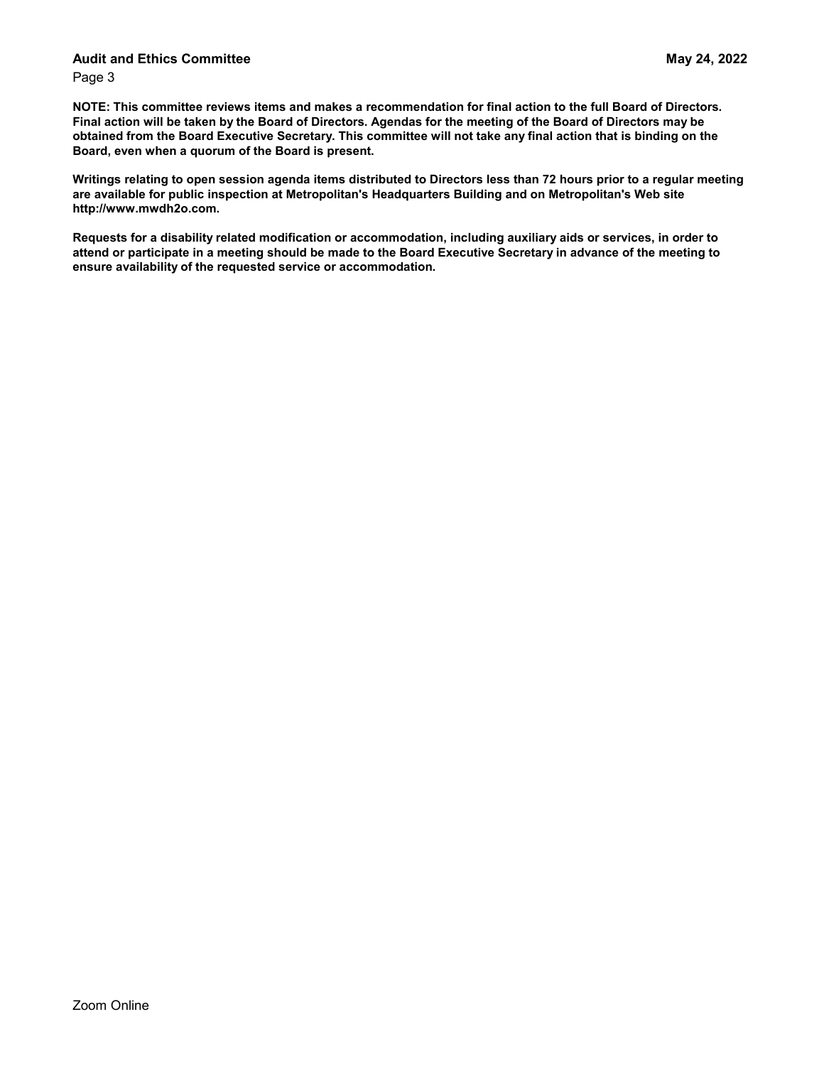**NOTE: This committee reviews items and makes a recommendation for final action to the full Board of Directors. Final action will be taken by the Board of Directors. Agendas for the meeting of the Board of Directors may be obtained from the Board Executive Secretary. This committee will not take any final action that is binding on the Board, even when a quorum of the Board is present.**

**Writings relating to open session agenda items distributed to Directors less than 72 hours prior to a regular meeting are available for public inspection at Metropolitan's Headquarters Building and on Metropolitan's Web site http://www.mwdh2o.com.**

**Requests for a disability related modification or accommodation, including auxiliary aids or services, in order to attend or participate in a meeting should be made to the Board Executive Secretary in advance of the meeting to ensure availability of the requested service or accommodation.**